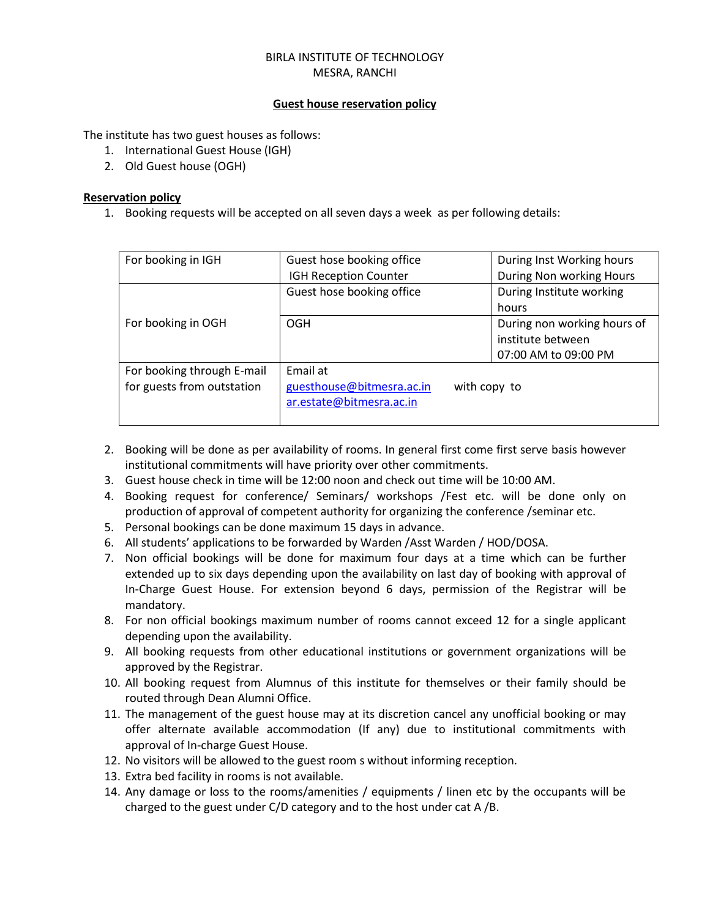BIRLA INSTITUTE OF TECHNOLOGY
MESRA, RANCHI

**Guest house reservation policy**

The institute has two guest houses as follows:

1. International Guest House (IGH)
2. Old Guest house (OGH)

**Reservation policy**

1. Booking requests will be accepted on all seven days a week as per following details:

| | | |
|---|---|---|
| For booking in IGH | Guest hose booking office<br>IGH Reception Counter | During Inst Working hours<br>During Non working Hours |
| For booking in OGH | Guest hose booking office | During Institute working hours |
| | OGH | During non working hours of institute between 07:00 AM to 09:00 PM |
| For booking through E-mail for guests from outstation | Email at guesthouse@bitmesra.ac.in with copy to ar.estate@bitmesra.ac.in | |

2. Booking will be done as per availability of rooms. In general first come first serve basis however institutional commitments will have priority over other commitments.
3. Guest house check in time will be 12:00 noon and check out time will be 10:00 AM.
4. Booking request for conference/ Seminars/ workshops /Fest etc. will be done only on production of approval of competent authority for organizing the conference /seminar etc.
5. Personal bookings can be done maximum 15 days in advance.
6. All students' applications to be forwarded by Warden /Asst Warden / HOD/DOSA.
7. Non official bookings will be done for maximum four days at a time which can be further extended up to six days depending upon the availability on last day of booking with approval of In-Charge Guest House. For extension beyond 6 days, permission of the Registrar will be mandatory.
8. For non official bookings maximum number of rooms cannot exceed 12 for a single applicant depending upon the availability.
9. All booking requests from other educational institutions or government organizations will be approved by the Registrar.
10. All booking request from Alumnus of this institute for themselves or their family should be routed through Dean Alumni Office.
11. The management of the guest house may at its discretion cancel any unofficial booking or may offer alternate available accommodation (If any) due to institutional commitments with approval of In-charge Guest House.
12. No visitors will be allowed to the guest room s without informing reception.
13. Extra bed facility in rooms is not available.
14. Any damage or loss to the rooms/amenities / equipments / linen etc by the occupants will be charged to the guest under C/D category and to the host under cat A /B.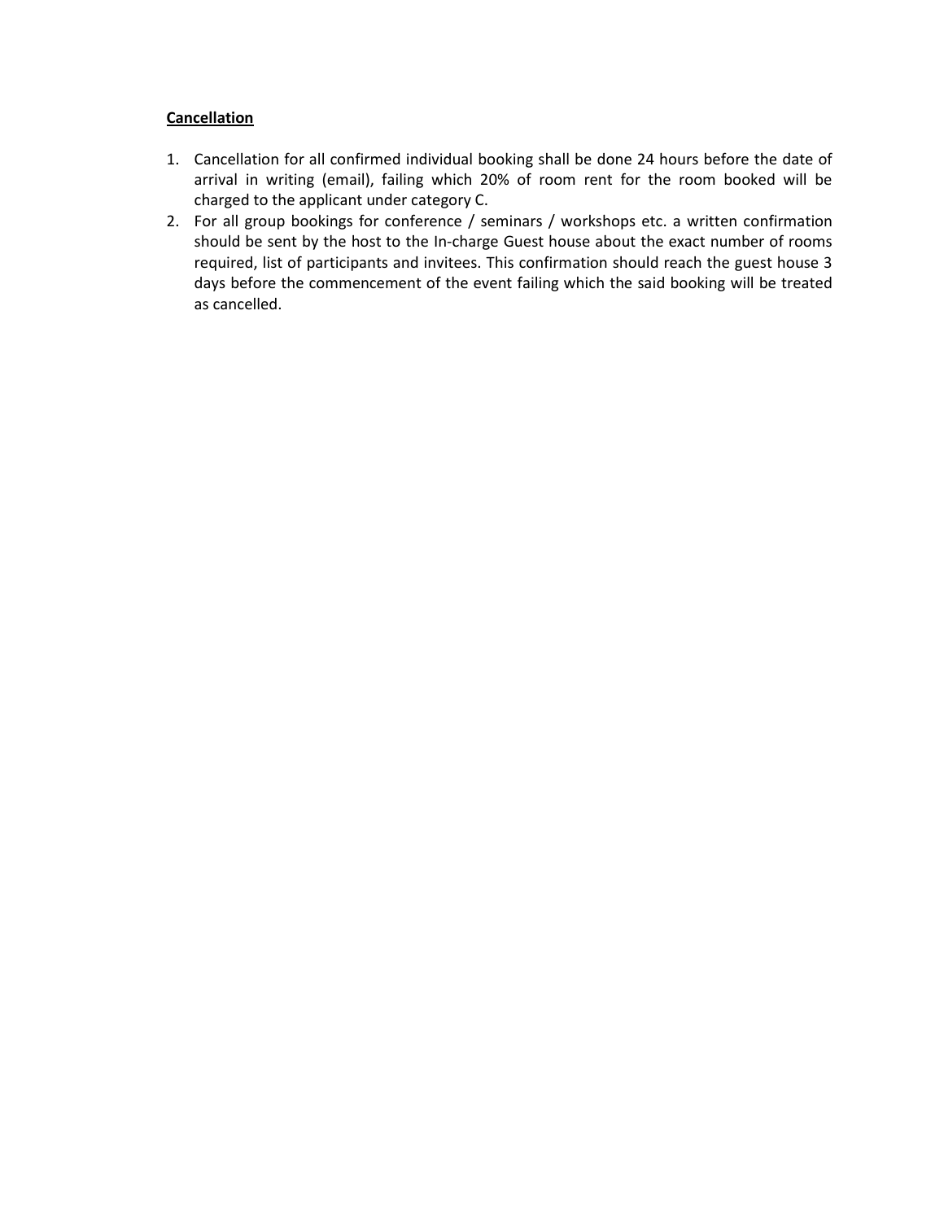**Cancellation**

1. Cancellation for all confirmed individual booking shall be done 24 hours before the date of arrival in writing (email), failing which 20% of room rent for the room booked will be charged to the applicant under category C.
2. For all group bookings for conference / seminars / workshops etc. a written confirmation should be sent by the host to the In-charge Guest house about the exact number of rooms required, list of participants and invitees. This confirmation should reach the guest house 3 days before the commencement of the event failing which the said booking will be treated as cancelled.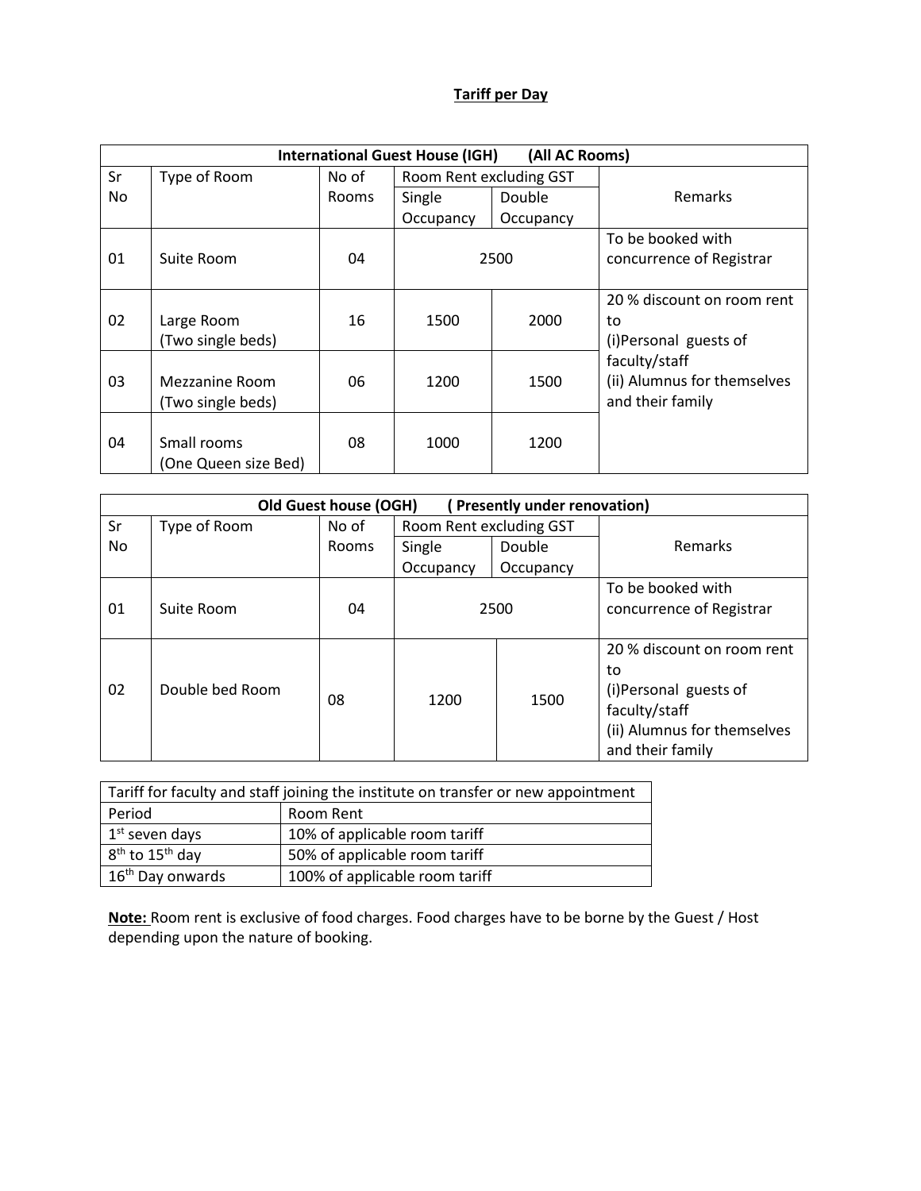**Tariff per Day**

| International Guest House (IGH) (All AC Rooms) | | | | | |
|---|---|---|---|---|---|
| Sr No | Type of Room | No of Rooms | Room Rent excluding GST | | Remarks |
| | | | Single Occupancy | Double Occupancy | |
| 01 | Suite Room | 04 | 2500 | | To be booked with concurrence of Registrar |
| 02 | Large Room (Two single beds) | 16 | 1500 | 2000 | 20 % discount on room rent to (i)Personal guests of faculty/staff (ii) Alumnus for themselves and their family |
| 03 | Mezzanine Room (Two single beds) | 06 | 1200 | 1500 | |
| 04 | Small rooms (One Queen size Bed) | 08 | 1000 | 1200 | |

| Old Guest house (OGH) ( Presently under renovation) | | | | | |
|---|---|---|---|---|---|
| Sr No | Type of Room | No of Rooms | Room Rent excluding GST | | Remarks |
| | | | Single Occupancy | Double Occupancy | |
| 01 | Suite Room | 04 | 2500 | | To be booked with concurrence of Registrar |
| 02 | Double bed Room | 08 | 1200 | 1500 | 20 % discount on room rent to (i)Personal guests of faculty/staff (ii) Alumnus for themselves and their family |

| Tariff for faculty and staff joining the institute on transfer or new appointment | |
|---|---|
| Period | Room Rent |
| 1st seven days | 10% of applicable room tariff |
| 8th to 15th day | 50% of applicable room tariff |
| 16th Day onwards | 100% of applicable room tariff |

**Note:** Room rent is exclusive of food charges. Food charges have to be borne by the Guest / Host depending upon the nature of booking.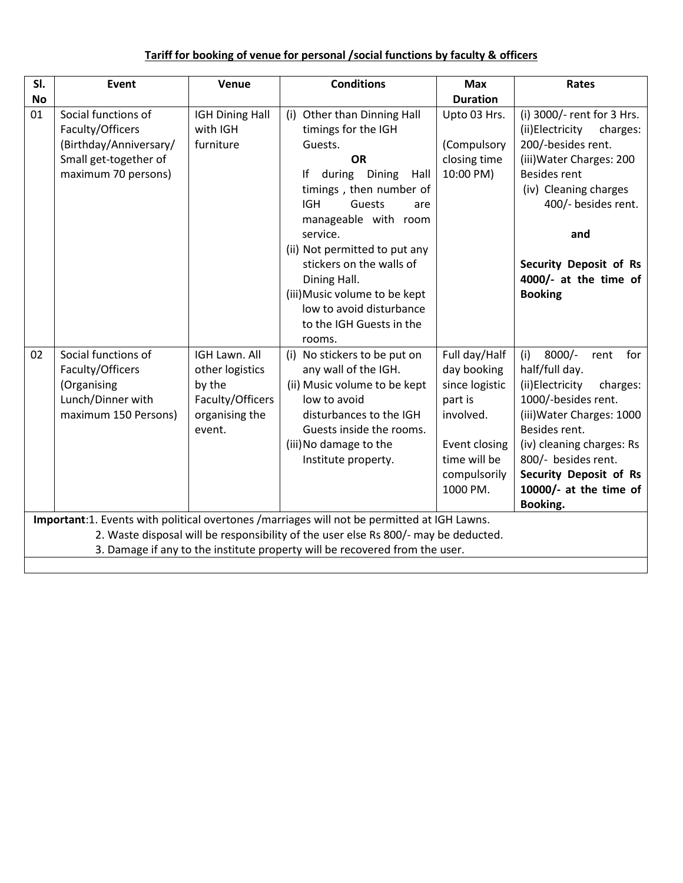**Tariff for booking of venue for personal /social functions by faculty & officers**

| Sl. No | Event | Venue | Conditions | Max Duration | Rates |
|---|---|---|---|---|---|
| 01 | Social functions of Faculty/Officers (Birthday/Anniversary/ Small get-together of maximum 70 persons) | IGH Dining Hall with IGH furniture | (i) Other than Dinning Hall timings for the IGH Guests. **OR** If during Dining Hall timings , then number of IGH Guests are manageable with room service.<br>(ii) Not permitted to put any stickers on the walls of Dining Hall.<br>(iii) Music volume to be kept low to avoid disturbance to the IGH Guests in the rooms. | Upto 03 Hrs.<br>(Compulsory closing time 10:00 PM) | (i) 3000/- rent for 3 Hrs.<br>(ii) Electricity charges: 200/-besides rent.<br>(iii) Water Charges: 200 Besides rent<br>(iv) Cleaning charges 400/- besides rent.<br>**and**<br>**Security Deposit of Rs 4000/- at the time of Booking** |
| 02 | Social functions of Faculty/Officers (Organising Lunch/Dinner with maximum 150 Persons) | IGH Lawn. All other logistics by the Faculty/Officers organising the event. | (i) No stickers to be put on any wall of the IGH.<br>(ii) Music volume to be kept low to avoid disturbances to the IGH Guests inside the rooms.<br>(iii) No damage to the Institute property. | Full day/Half day booking since logistic part is involved.<br>Event closing time will be compulsorily 1000 PM. | (i) 8000/- rent for half/full day.<br>(ii) Electricity charges: 1000/-besides rent.<br>(iii) Water Charges: 1000 Besides rent.<br>(iv) cleaning charges: Rs 800/- besides rent.<br>**Security Deposit of Rs 10000/- at the time of Booking.** |

**Important**:1. Events with political overtones /marriages will not be permitted at IGH Lawns.
2. Waste disposal will be responsibility of the user else Rs 800/- may be deducted.
3. Damage if any to the institute property will be recovered from the user.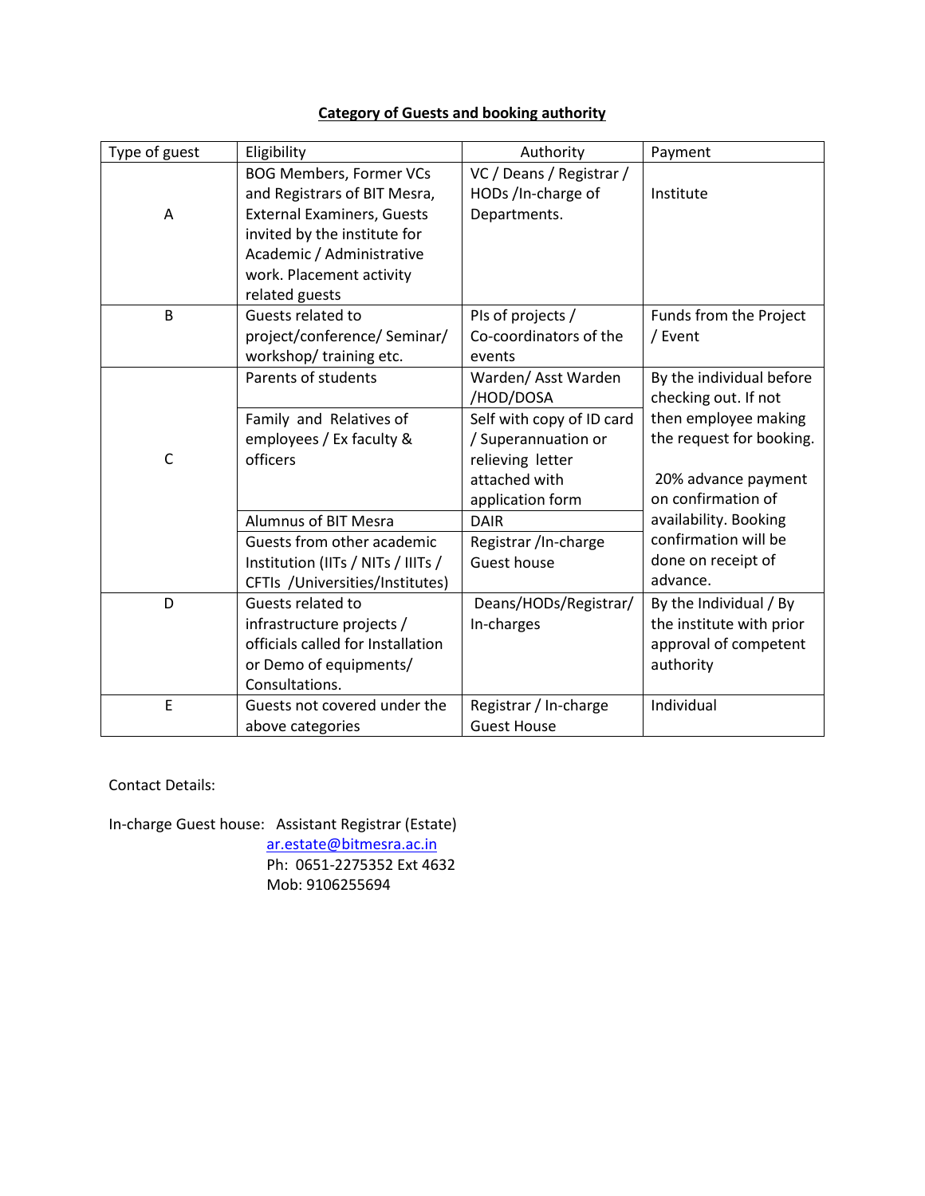**Category of Guests and booking authority**

| Type of guest | Eligibility | Authority | Payment |
|---|---|---|---|
| A | BOG Members, Former VCs and Registrars of BIT Mesra, External Examiners, Guests invited by the institute for Academic / Administrative work. Placement activity related guests | VC / Deans / Registrar / HODs /In-charge of Departments. | Institute |
| B | Guests related to project/conference/ Seminar/ workshop/ training etc. | PIs of projects / Co-coordinators of the events | Funds from the Project / Event |
| C | Parents of students | Warden/ Asst Warden /HOD/DOSA | By the individual before checking out. If not then employee making the request for booking.<br><br>20% advance payment on confirmation of availability. Booking confirmation will be done on receipt of advance. |
| | Family and Relatives of employees / Ex faculty & officers | Self with copy of ID card / Superannuation or relieving letter attached with application form | |
| | Alumnus of BIT Mesra | DAIR | |
| | Guests from other academic Institution (IITs / NITs / IIITs / CFTIs /Universities/Institutes) | Registrar /In-charge Guest house | |
| D | Guests related to infrastructure projects / officials called for Installation or Demo of equipments/ Consultations. | Deans/HODs/Registrar/ In-charges | By the Individual / By the institute with prior approval of competent authority |
| E | Guests not covered under the above categories | Registrar / In-charge Guest House | Individual |

Contact Details:

In-charge Guest house: Assistant Registrar (Estate)
ar.estate@bitmesra.ac.in
Ph: 0651-2275352 Ext 4632
Mob: 9106255694